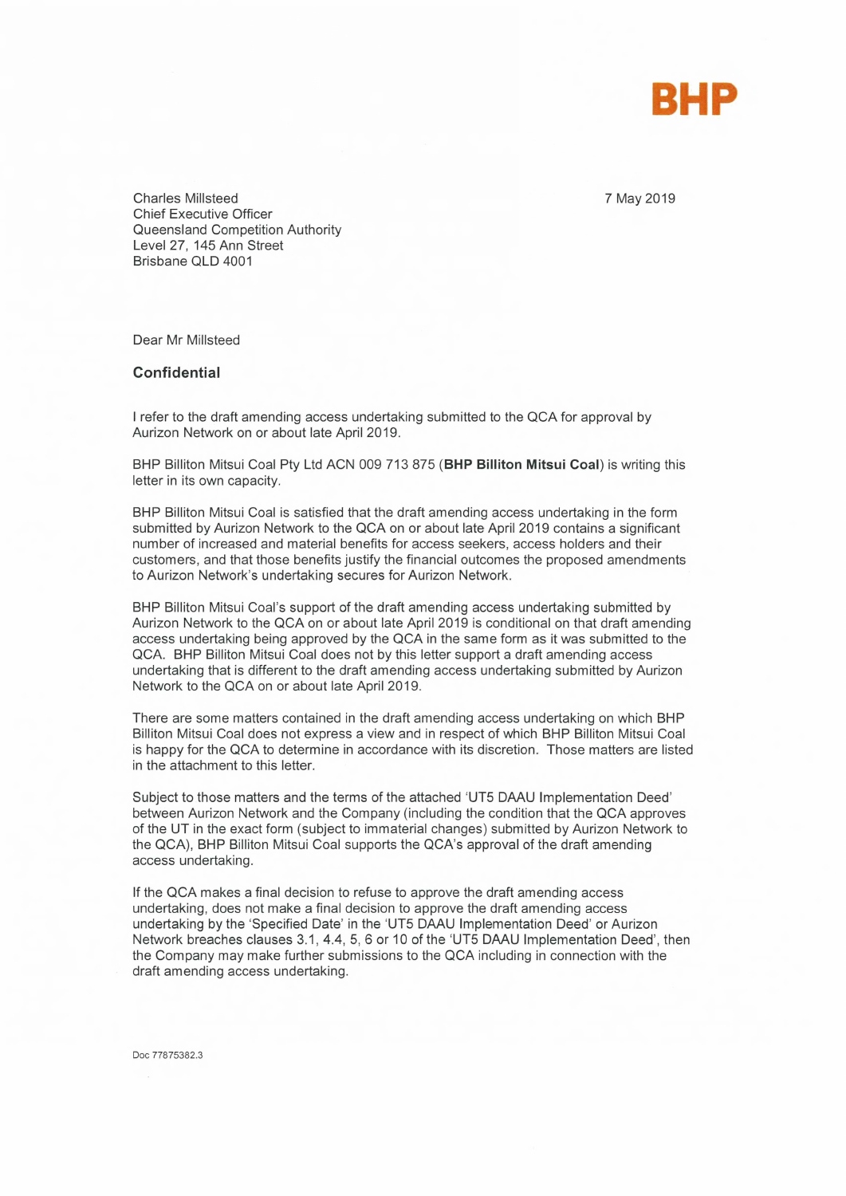BHP

Charles Millsteed
Chief Executive Officer
Queensland Competition Authority
Level 27, 145 Ann Street
Brisbane QLD 4001

7 May 2019

Dear Mr Millsteed

**Confidential**

I refer to the draft amending access undertaking submitted to the QCA for approval by Aurizon Network on or about late April 2019.

BHP Billiton Mitsui Coal Pty Ltd ACN 009 713 875 (**BHP Billiton Mitsui Coal**) is writing this letter in its own capacity.

BHP Billiton Mitsui Coal is satisfied that the draft amending access undertaking in the form submitted by Aurizon Network to the QCA on or about late April 2019 contains a significant number of increased and material benefits for access seekers, access holders and their customers, and that those benefits justify the financial outcomes the proposed amendments to Aurizon Network's undertaking secures for Aurizon Network.

BHP Billiton Mitsui Coal's support of the draft amending access undertaking submitted by Aurizon Network to the QCA on or about late April 2019 is conditional on that draft amending access undertaking being approved by the QCA in the same form as it was submitted to the QCA. BHP Billiton Mitsui Coal does not by this letter support a draft amending access undertaking that is different to the draft amending access submitted by Aurizon Network to the QCA on or about late April 2019.

There are some matters contained in the draft amending access undertaking on which BHP Billiton Mitsui Coal does not express a view and in respect of which BHP Billiton Mitsui Coal is happy for the QCA to determine in accordance with its discretion. Those matters are listed in the attachment to this letter.

Subject to those matters and the terms of the attached 'UT5 DAAU Implementation Deed' between Aurizon Network and the Company (including the condition that the QCA approves of the UT in the exact form (subject to immaterial changes) submitted by Aurizon Network to the QCA), BHP Billiton Mitsui Coal supports the QCA's approval of the draft amending access undertaking.

If the QCA makes a final decision to refuse to approve the draft amending access undertaking, does not make a final decision to approve the draft amending access undertaking by the 'Specified Date' in the 'UT5 DAAU Implementation Deed' or Aurizon Network breaches clauses 3.1, 4.4, 5, 6 or 10 of the 'UT5 DAAU Implementation Deed', then the Company may make further submissions to the QCA including in connection with the draft amending access undertaking.

Doc 77875382.3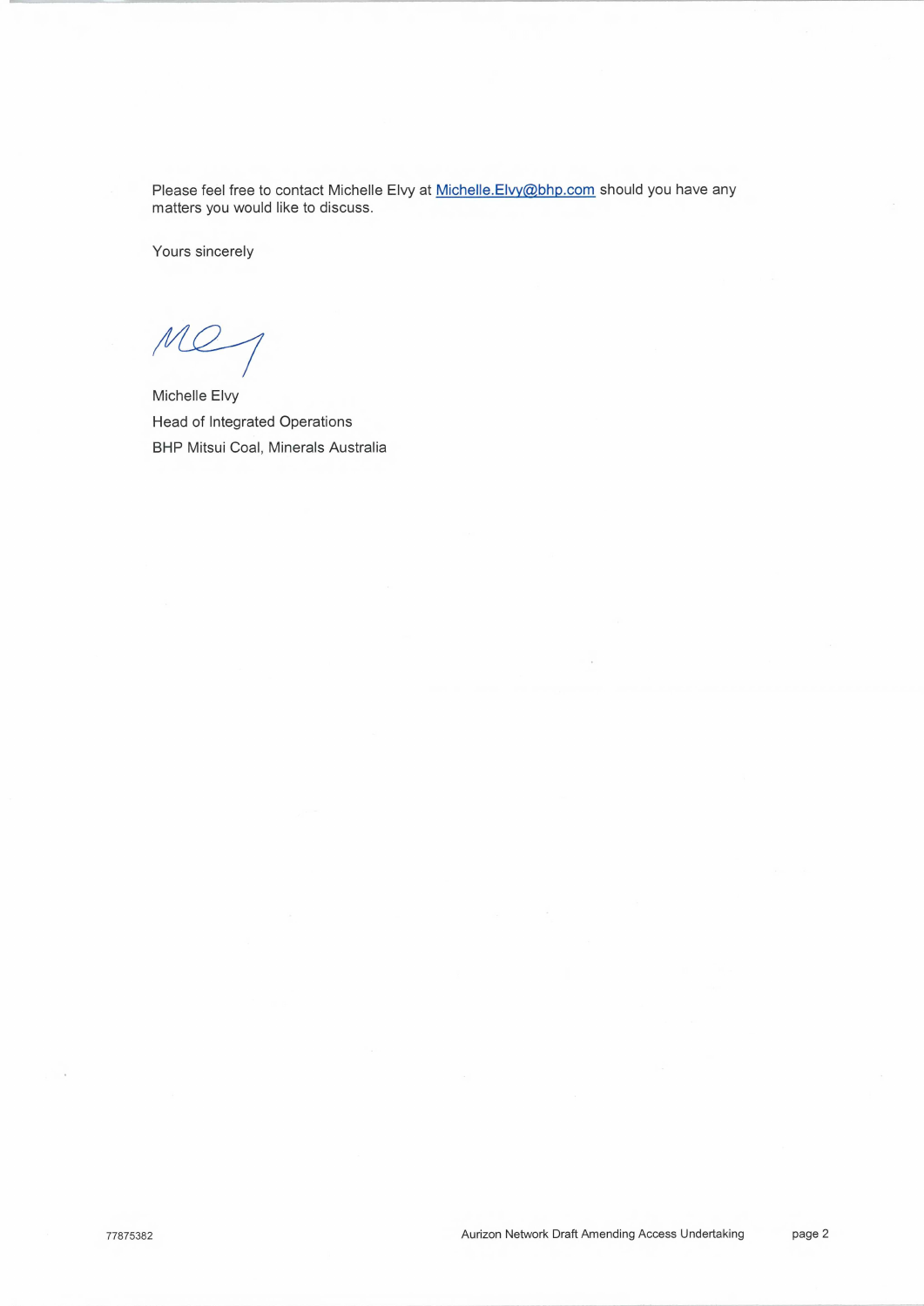Please feel free to contact Michelle Elvy at Michelle.Elvy@bhp.com should you have any matters you would like to discuss.

Yours sincerely

Michelle Elvy
Head of Integrated Operations
BHP Mitsui Coal, Minerals Australia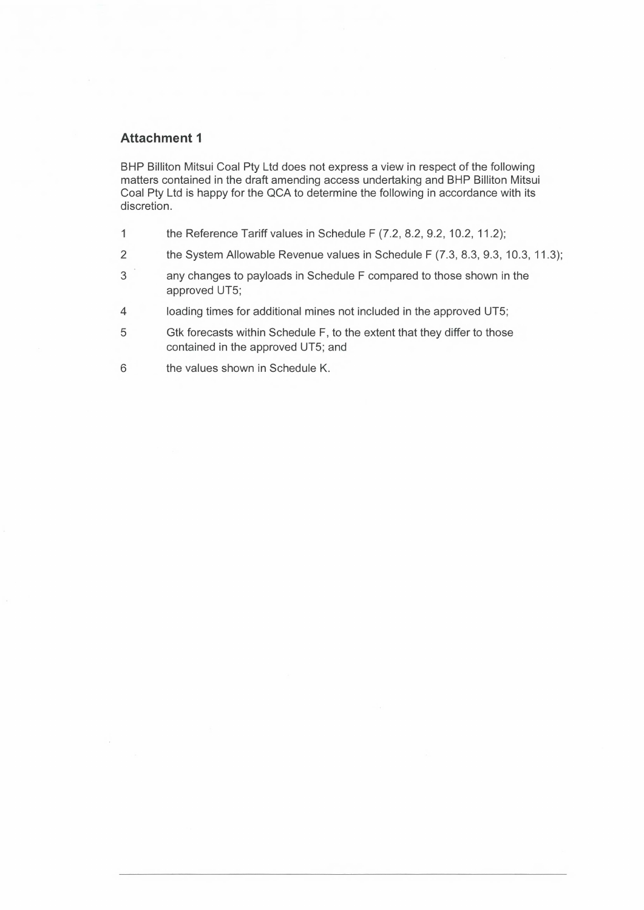## Attachment 1

BHP Billiton Mitsui Coal Pty Ltd does not express a view in respect of the following matters contained in the draft amending access undertaking and BHP Billiton Mitsui Coal Pty Ltd is happy for the QCA to determine the following in accordance with its discretion.

1. the Reference Tariff values in Schedule F (7.2, 8.2, 9.2, 10.2, 11.2);
2. the System Allowable Revenue values in Schedule F (7.3, 8.3, 9.3, 10.3, 11.3);
3. any changes to payloads in Schedule F compared to those shown in the approved UT5;
4. loading times for additional mines not included in the approved UT5;
5. Gtk forecasts within Schedule F, to the extent that they differ to those contained in the approved UT5; and
6. the values shown in Schedule K.